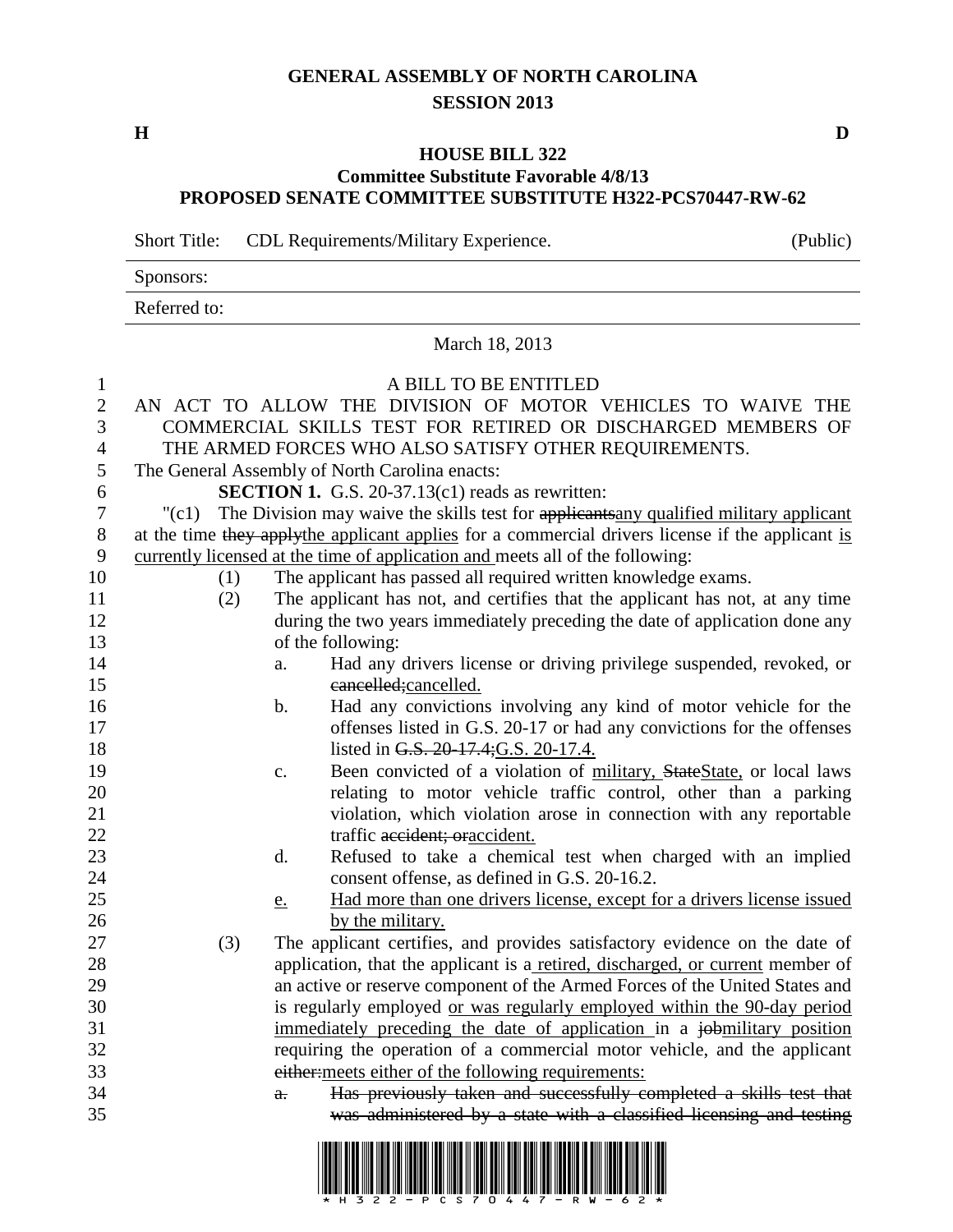# GENERAL ASSEMBLY OF NORTH CAROLINA
## SESSION 2013

**H** **D**

### HOUSE BILL 322
### Committee Substitute Favorable 4/8/13
### PROPOSED SENATE COMMITTEE SUBSTITUTE H322-PCS70447-RW-62

Short Title: CDL Requirements/Military Experience. (Public)

Sponsors:

Referred to:

March 18, 2013

A BILL TO BE ENTITLED

AN ACT TO ALLOW THE DIVISION OF MOTOR VEHICLES TO WAIVE THE COMMERCIAL SKILLS TEST FOR RETIRED OR DISCHARGED MEMBERS OF THE ARMED FORCES WHO ALSO SATISFY OTHER REQUIREMENTS.

The General Assembly of North Carolina enacts:

**SECTION 1.** G.S. 20-37.13(c1) reads as rewritten:

"(c1) The Division may waive the skills test for ~~applicants~~any qualified military applicant at the time ~~they apply~~the applicant applies for a commercial drivers license if the applicant is currently licensed at the time of application and meets all of the following:

(1) The applicant has passed all required written knowledge exams.

(2) The applicant has not, and certifies that the applicant has not, at any time during the two years immediately preceding the date of application done any of the following:

a. Had any drivers license or driving privilege suspended, revoked, or ~~cancelled;~~cancelled.

b. Had any convictions involving any kind of motor vehicle for the offenses listed in G.S. 20-17 or had any convictions for the offenses listed in ~~G.S. 20-17.4;~~G.S. 20-17.4.

c. Been convicted of a violation of military, ~~State~~State, or local laws relating to motor vehicle traffic control, other than a parking violation, which violation arose in connection with any reportable traffic ~~accident; or~~accident.

d. Refused to take a chemical test when charged with an implied consent offense, as defined in G.S. 20-16.2.

e. Had more than one drivers license, except for a drivers license issued by the military.

(3) The applicant certifies, and provides satisfactory evidence on the date of application, that the applicant is a retired, discharged, or current member of an active or reserve component of the Armed Forces of the United States and is regularly employed or was regularly employed within the 90-day period immediately preceding the date of application in a ~~job~~military position requiring the operation of a commercial motor vehicle, and the applicant ~~either:~~meets either of the following requirements:

~~a. Has previously taken and successfully completed a skills test that was administered by a state with a classified licensing and testing~~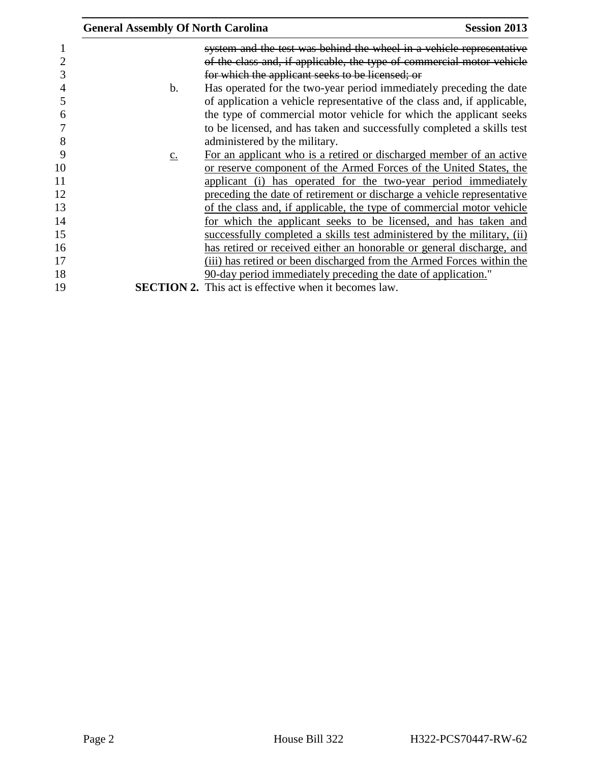~~system and the test was behind the wheel in a vehicle representative of the class and, if applicable, the type of commercial motor vehicle for which the applicant seeks to be licensed; or~~

b. Has operated for the two-year period immediately preceding the date of application a vehicle representative of the class and, if applicable, the type of commercial motor vehicle for which the applicant seeks to be licensed, and has taken and successfully completed a skills test administered by the military.

<u>c.</u> <u>For an applicant who is a retired or discharged member of an active or reserve component of the Armed Forces of the United States, the applicant (i) has operated for the two-year period immediately preceding the date of retirement or discharge a vehicle representative of the class and, if applicable, the type of commercial motor vehicle for which the applicant seeks to be licensed, and has taken and successfully completed a skills test administered by the military, (ii) has retired or received either an honorable or general discharge, and (iii) has retired or been discharged from the Armed Forces within the 90-day period immediately preceding the date of application.</u>"

**SECTION 2.** This act is effective when it becomes law.